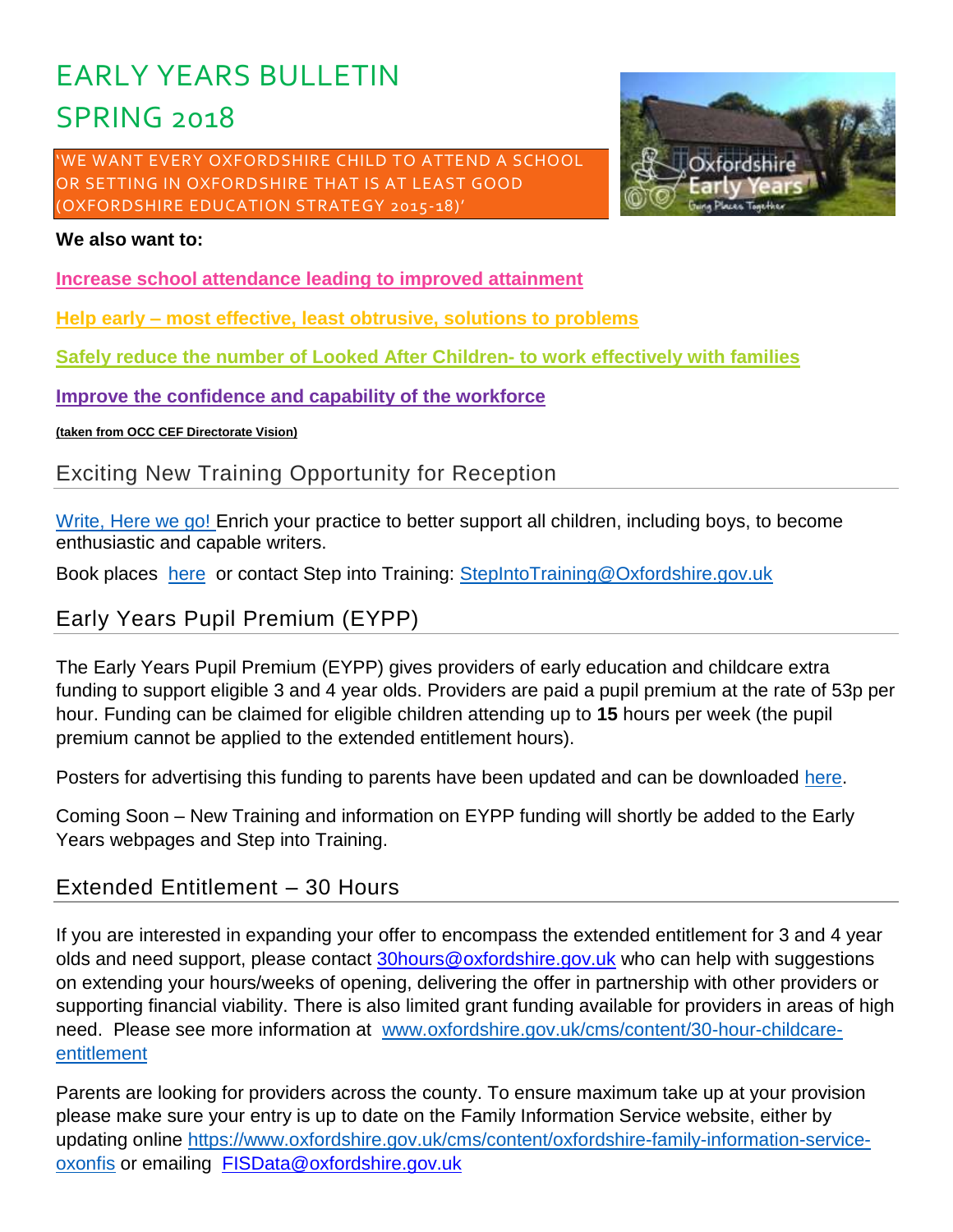# EARLY YEARS BULLETIN

# SPRING 2018

'WE WANT EVERY OXFORDSHIRE CHILD TO ATTEND A SCHOOL OR SETTING IN OXFORDSHIRE THAT IS AT LEAST GOOD (OXFORDSHIRE EDUCATION STRATEGY 2015-18)'

**We also want to:**

**Increase school attendance leading to improved attainment**

**Help early – most effective, least obtrusive, solutions to problems**

**Safely reduce the number of Looked After Children- to work effectively with families**

**Improve the confidence and capability of the workforce**

**(taken from OCC CEF Directorate Vision)**

## Exciting New Training Opportunity for Reception

Write, Here we go! Enrich your practice to better support all children, including boys, to become enthusiastic and capable writers.

Book places here or contact Step into Training: StepIntoTraining@Oxfordshire.gov.uk

## Early Years Pupil Premium (EYPP)

The Early Years Pupil Premium (EYPP) gives providers of early education and childcare extra funding to support eligible 3 and 4 year olds. Providers are paid a pupil premium at the rate of 53p per hour. Funding can be claimed for eligible children attending up to **15** hours per week (the pupil premium cannot be applied to the extended entitlement hours).

Posters for advertising this funding to parents have been updated and can be downloaded here.

Coming Soon – New Training and information on EYPP funding will shortly be added to the Early Years webpages and Step into Training.

## Extended Entitlement – 30 Hours

If you are interested in expanding your offer to encompass the extended entitlement for 3 and 4 year olds and need support, please contact 30hours@oxfordshire.gov.uk who can help with suggestions on extending your hours/weeks of opening, delivering the offer in partnership with other providers or supporting financial viability. There is also limited grant funding available for providers in areas of high need. Please see more information at www.oxfordshire.gov.uk/cms/content/30-hour-childcare-entitlement

Parents are looking for providers across the county. To ensure maximum take up at your provision please make sure your entry is up to date on the Family Information Service website, either by updating online https://www.oxfordshire.gov.uk/cms/content/oxfordshire-family-information-service-oxonfis or emailing FISData@oxfordshire.gov.uk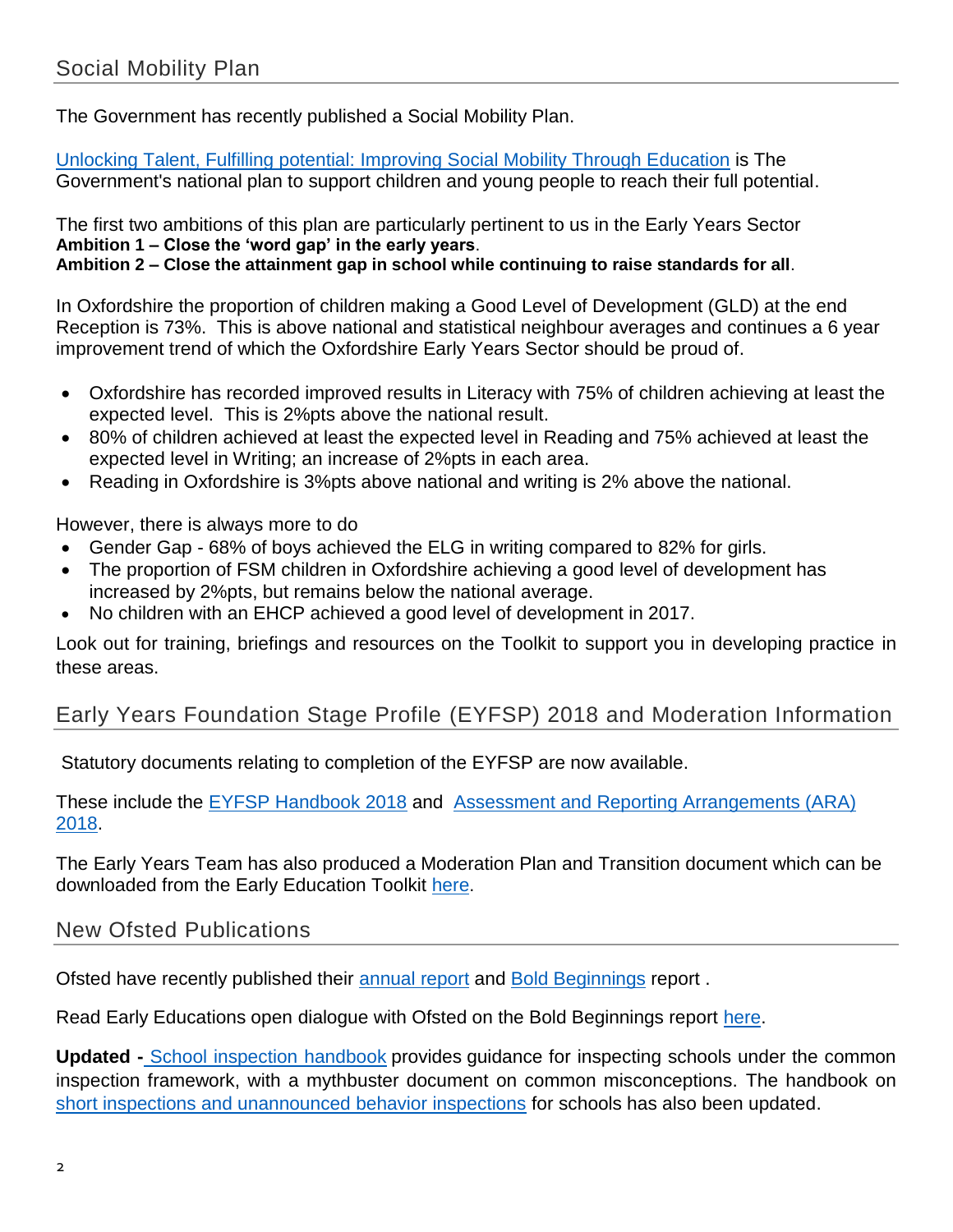## Social Mobility Plan

The Government has recently published a Social Mobility Plan.

[Unlocking Talent, Fulfilling potential: Improving Social Mobility Through Education](#) is The Government's national plan to support children and young people to reach their full potential.

The first two ambitions of this plan are particularly pertinent to us in the Early Years Sector
**Ambition 1 – Close the 'word gap' in the early years**.
**Ambition 2 – Close the attainment gap in school while continuing to raise standards for all**.

In Oxfordshire the proportion of children making a Good Level of Development (GLD) at the end Reception is 73%. This is above national and statistical neighbour averages and continues a 6 year improvement trend of which the Oxfordshire Early Years Sector should be proud of.

- Oxfordshire has recorded improved results in Literacy with 75% of children achieving at least the expected level. This is 2%pts above the national result.
- 80% of children achieved at least the expected level in Reading and 75% achieved at least the expected level in Writing; an increase of 2%pts in each area.
- Reading in Oxfordshire is 3%pts above national and writing is 2% above the national.

However, there is always more to do

- Gender Gap - 68% of boys achieved the ELG in writing compared to 82% for girls.
- The proportion of FSM children in Oxfordshire achieving a good level of development has increased by 2%pts, but remains below the national average.
- No children with an EHCP achieved a good level of development in 2017.

Look out for training, briefings and resources on the Toolkit to support you in developing practice in these areas.

## Early Years Foundation Stage Profile (EYFSP) 2018 and Moderation Information

Statutory documents relating to completion of the EYFSP are now available.

These include the [EYFSP Handbook 2018](#) and [Assessment and Reporting Arrangements (ARA) 2018](#).

The Early Years Team has also produced a Moderation Plan and Transition document which can be downloaded from the Early Education Toolkit [here](#).

## New Ofsted Publications

Ofsted have recently published their [annual report](#) and [Bold Beginnings](#) report .

Read Early Educations open dialogue with Ofsted on the Bold Beginnings report [here](#).

**Updated -** [School inspection handbook](#) provides guidance for inspecting schools under the common inspection framework, with a mythbuster document on common misconceptions. The handbook on [short inspections and unannounced behavior inspections](#) for schools has also been updated.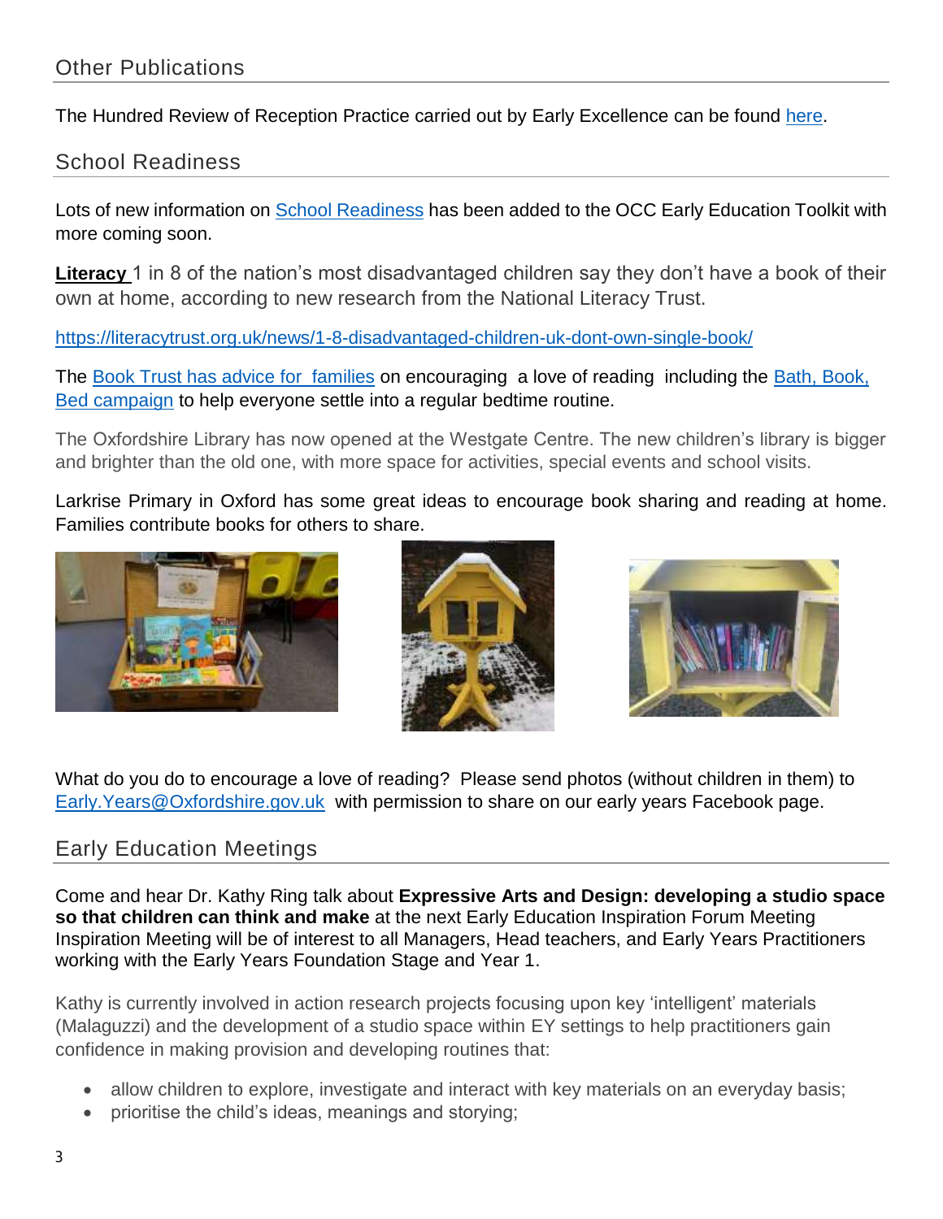## Other Publications

The Hundred Review of Reception Practice carried out by Early Excellence can be found here.

## School Readiness

Lots of new information on School Readiness has been added to the OCC Early Education Toolkit with more coming soon.

**Literacy** 1 in 8 of the nation's most disadvantaged children say they don't have a book of their own at home, according to new research from the National Literacy Trust.

https://literacytrust.org.uk/news/1-8-disadvantaged-children-uk-dont-own-single-book/

The Book Trust has advice for families on encouraging a love of reading including the Bath, Book, Bed campaign to help everyone settle into a regular bedtime routine.

The Oxfordshire Library has now opened at the Westgate Centre. The new children's library is bigger and brighter than the old one, with more space for activities, special events and school visits.

Larkrise Primary in Oxford has some great ideas to encourage book sharing and reading at home. Families contribute books for others to share.

What do you do to encourage a love of reading? Please send photos (without children in them) to Early.Years@Oxfordshire.gov.uk with permission to share on our early years Facebook page.

## Early Education Meetings

Come and hear Dr. Kathy Ring talk about **Expressive Arts and Design: developing a studio space so that children can think and make** at the next Early Education Inspiration Forum Meeting Inspiration Meeting will be of interest to all Managers, Head teachers, and Early Years Practitioners working with the Early Years Foundation Stage and Year 1.

Kathy is currently involved in action research projects focusing upon key 'intelligent' materials (Malaguzzi) and the development of a studio space within EY settings to help practitioners gain confidence in making provision and developing routines that:

- allow children to explore, investigate and interact with key materials on an everyday basis;
- prioritise the child's ideas, meanings and storying;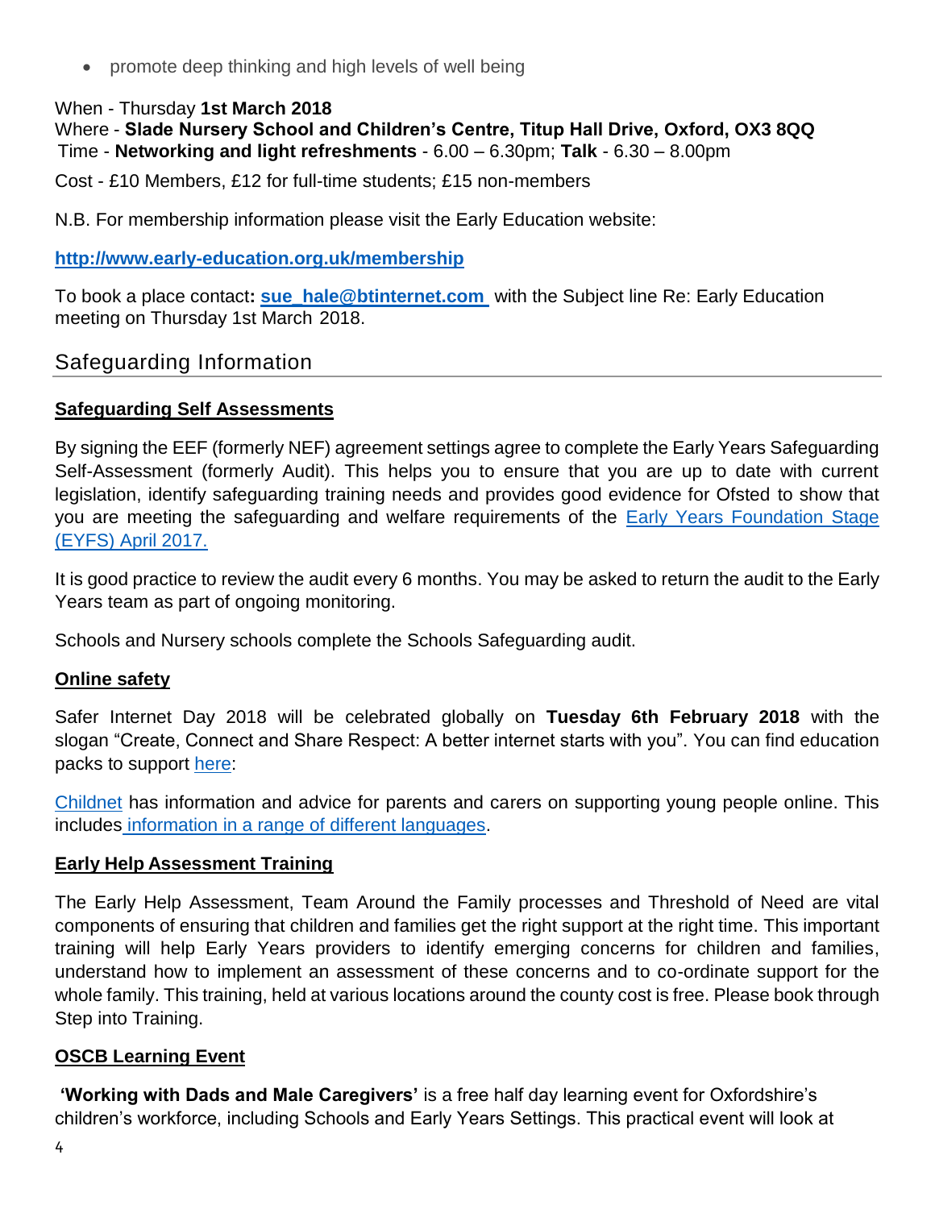- promote deep thinking and high levels of well being

When - Thursday **1st March 2018**
Where - **Slade Nursery School and Children's Centre, Titup Hall Drive, Oxford, OX3 8QQ**
Time - **Networking and light refreshments** - 6.00 – 6.30pm; **Talk** - 6.30 – 8.00pm

Cost - £10 Members, £12 for full-time students; £15 non-members

N.B. For membership information please visit the Early Education website:

**http://www.early-education.org.uk/membership**

To book a place contact**: sue_hale@btinternet.com** with the Subject line Re: Early Education meeting on Thursday 1st March 2018.

## Safeguarding Information

### Safeguarding Self Assessments

By signing the EEF (formerly NEF) agreement settings agree to complete the Early Years Safeguarding Self-Assessment (formerly Audit). This helps you to ensure that you are up to date with current legislation, identify safeguarding training needs and provides good evidence for Ofsted to show that you are meeting the safeguarding and welfare requirements of the Early Years Foundation Stage (EYFS) April 2017.

It is good practice to review the audit every 6 months. You may be asked to return the audit to the Early Years team as part of ongoing monitoring.

Schools and Nursery schools complete the Schools Safeguarding audit.

### Online safety

Safer Internet Day 2018 will be celebrated globally on **Tuesday 6th February 2018** with the slogan "Create, Connect and Share Respect: A better internet starts with you". You can find education packs to support here:

Childnet has information and advice for parents and carers on supporting young people online. This includes information in a range of different languages.

### Early Help Assessment Training

The Early Help Assessment, Team Around the Family processes and Threshold of Need are vital components of ensuring that children and families get the right support at the right time. This important training will help Early Years providers to identify emerging concerns for children and families, understand how to implement an assessment of these concerns and to co-ordinate support for the whole family. This training, held at various locations around the county cost is free. Please book through Step into Training.

### OSCB Learning Event

**'Working with Dads and Male Caregivers'** is a free half day learning event for Oxfordshire's children's workforce, including Schools and Early Years Settings. This practical event will look at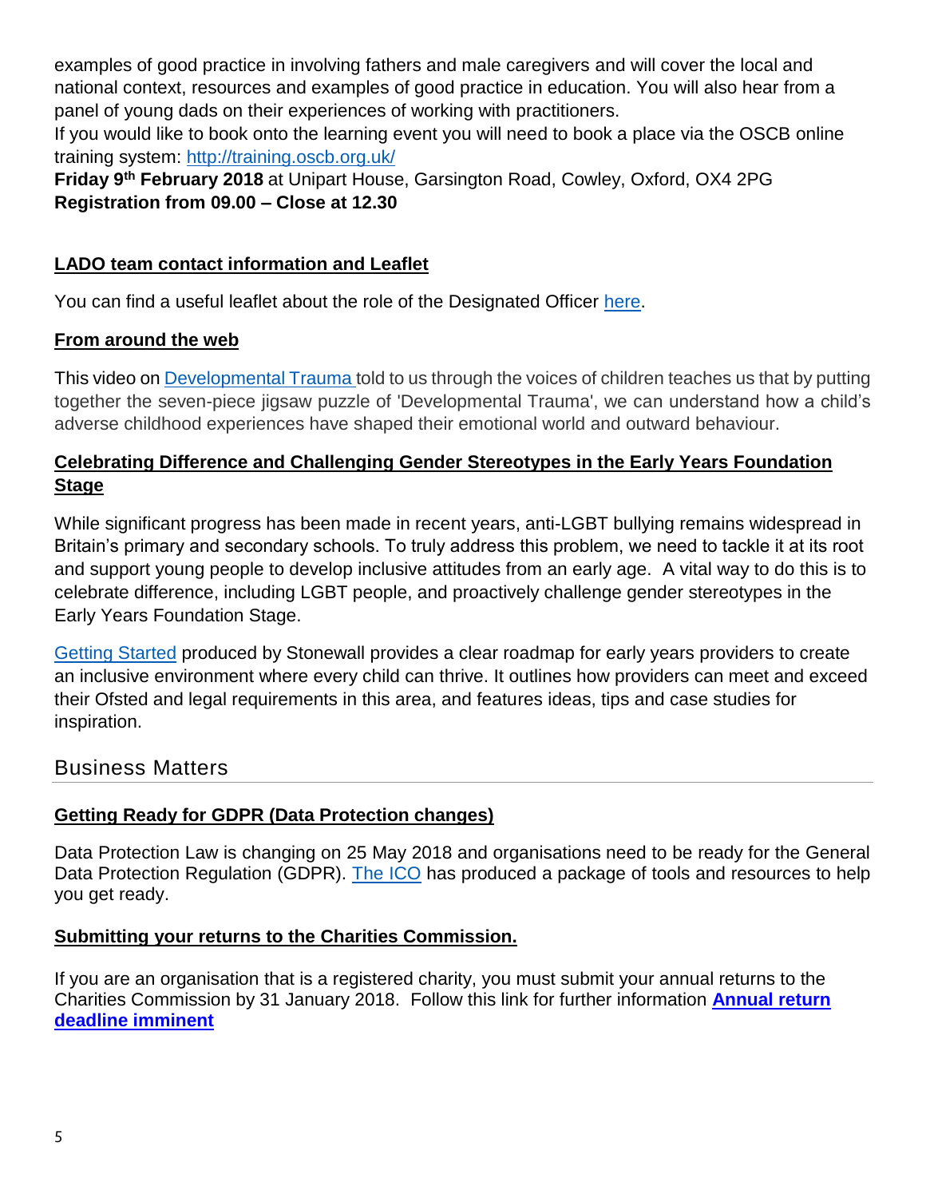examples of good practice in involving fathers and male caregivers and will cover the local and national context, resources and examples of good practice in education. You will also hear from a panel of young dads on their experiences of working with practitioners.

If you would like to book onto the learning event you will need to book a place via the OSCB online training system: http://training.oscb.org.uk/

**Friday 9th February 2018** at Unipart House, Garsington Road, Cowley, Oxford, OX4 2PG
**Registration from 09.00 – Close at 12.30**

**LADO team contact information and Leaflet**

You can find a useful leaflet about the role of the Designated Officer here.

**From around the web**

This video on Developmental Trauma told to us through the voices of children teaches us that by putting together the seven-piece jigsaw puzzle of 'Developmental Trauma', we can understand how a child's adverse childhood experiences have shaped their emotional world and outward behaviour.

**Celebrating Difference and Challenging Gender Stereotypes in the Early Years Foundation Stage**

While significant progress has been made in recent years, anti-LGBT bullying remains widespread in Britain's primary and secondary schools. To truly address this problem, we need to tackle it at its root and support young people to develop inclusive attitudes from an early age. A vital way to do this is to celebrate difference, including LGBT people, and proactively challenge gender stereotypes in the Early Years Foundation Stage.

Getting Started produced by Stonewall provides a clear roadmap for early years providers to create an inclusive environment where every child can thrive. It outlines how providers can meet and exceed their Ofsted and legal requirements in this area, and features ideas, tips and case studies for inspiration.

## Business Matters

**Getting Ready for GDPR (Data Protection changes)**

Data Protection Law is changing on 25 May 2018 and organisations need to be ready for the General Data Protection Regulation (GDPR). The ICO has produced a package of tools and resources to help you get ready.

**Submitting your returns to the Charities Commission.**

If you are an organisation that is a registered charity, you must submit your annual returns to the Charities Commission by 31 January 2018. Follow this link for further information **Annual return deadline imminent**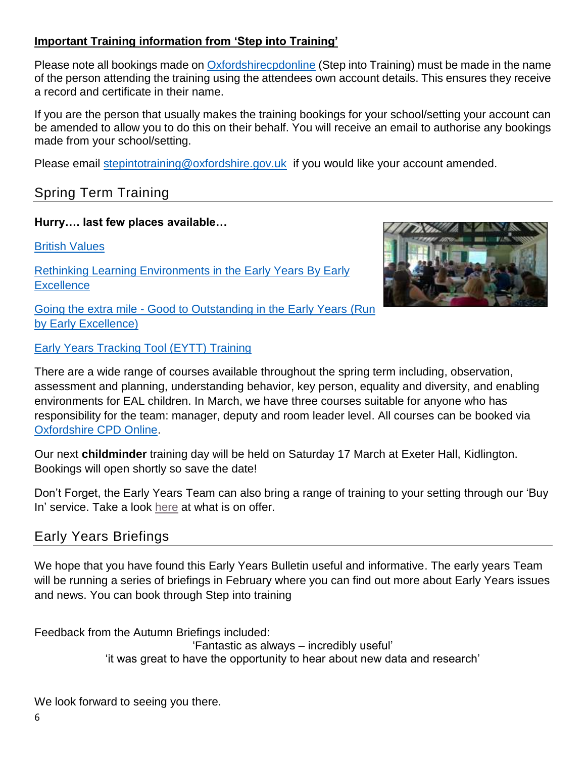**Important Training information from 'Step into Training'**

Please note all bookings made on Oxfordshirecpdonline (Step into Training) must be made in the name of the person attending the training using the attendees own account details. This ensures they receive a record and certificate in their name.

If you are the person that usually makes the training bookings for your school/setting your account can be amended to allow you to do this on their behalf. You will receive an email to authorise any bookings made from your school/setting.

Please email stepintotraining@oxfordshire.gov.uk if you would like your account amended.

## Spring Term Training

**Hurry…. last few places available…**

British Values

Rethinking Learning Environments in the Early Years By Early Excellence

Going the extra mile - Good to Outstanding in the Early Years (Run by Early Excellence)

Early Years Tracking Tool (EYTT) Training

There are a wide range of courses available throughout the spring term including, observation, assessment and planning, understanding behavior, key person, equality and diversity, and enabling environments for EAL children. In March, we have three courses suitable for anyone who has responsibility for the team: manager, deputy and room leader level. All courses can be booked via Oxfordshire CPD Online.

Our next **childminder** training day will be held on Saturday 17 March at Exeter Hall, Kidlington. Bookings will open shortly so save the date!

Don't Forget, the Early Years Team can also bring a range of training to your setting through our 'Buy In' service. Take a look here at what is on offer.

## Early Years Briefings

We hope that you have found this Early Years Bulletin useful and informative. The early years Team will be running a series of briefings in February where you can find out more about Early Years issues and news. You can book through Step into training

Feedback from the Autumn Briefings included:

'Fantastic as always – incredibly useful'

'it was great to have the opportunity to hear about new data and research'

We look forward to seeing you there.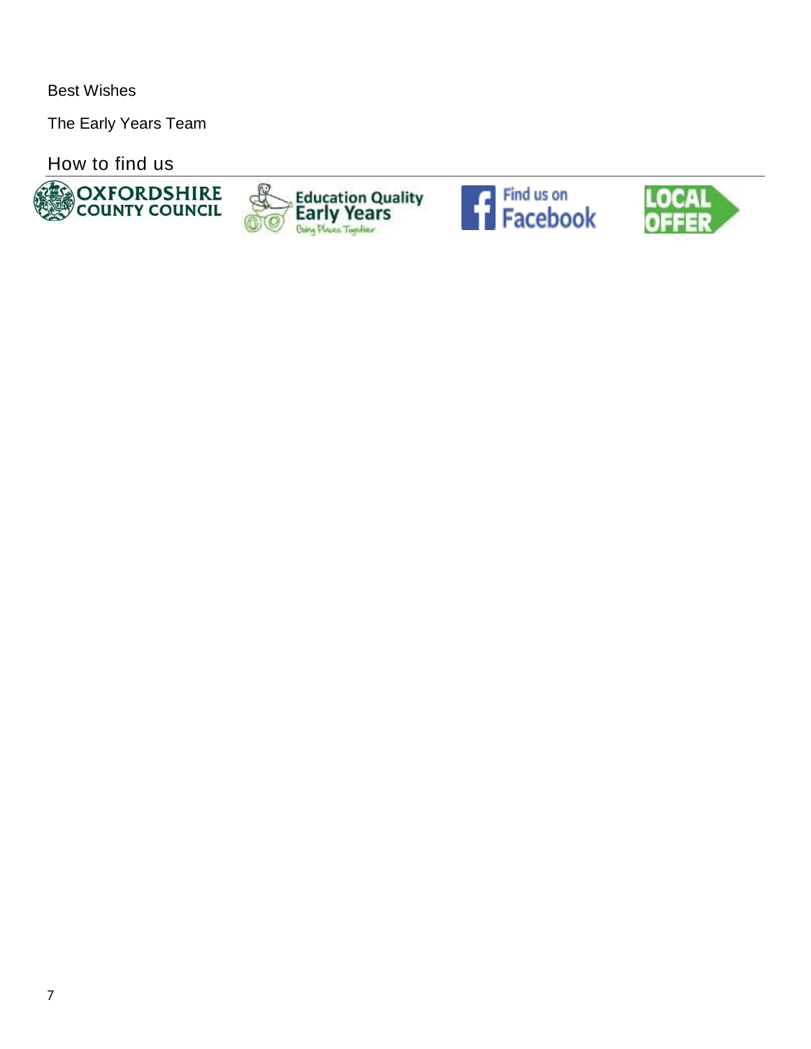Best Wishes

The Early Years Team

## How to find us

OXFORDSHIRE COUNTY COUNCIL

Education Quality Early Years Going Places Together

Find us on Facebook

LOCAL OFFER